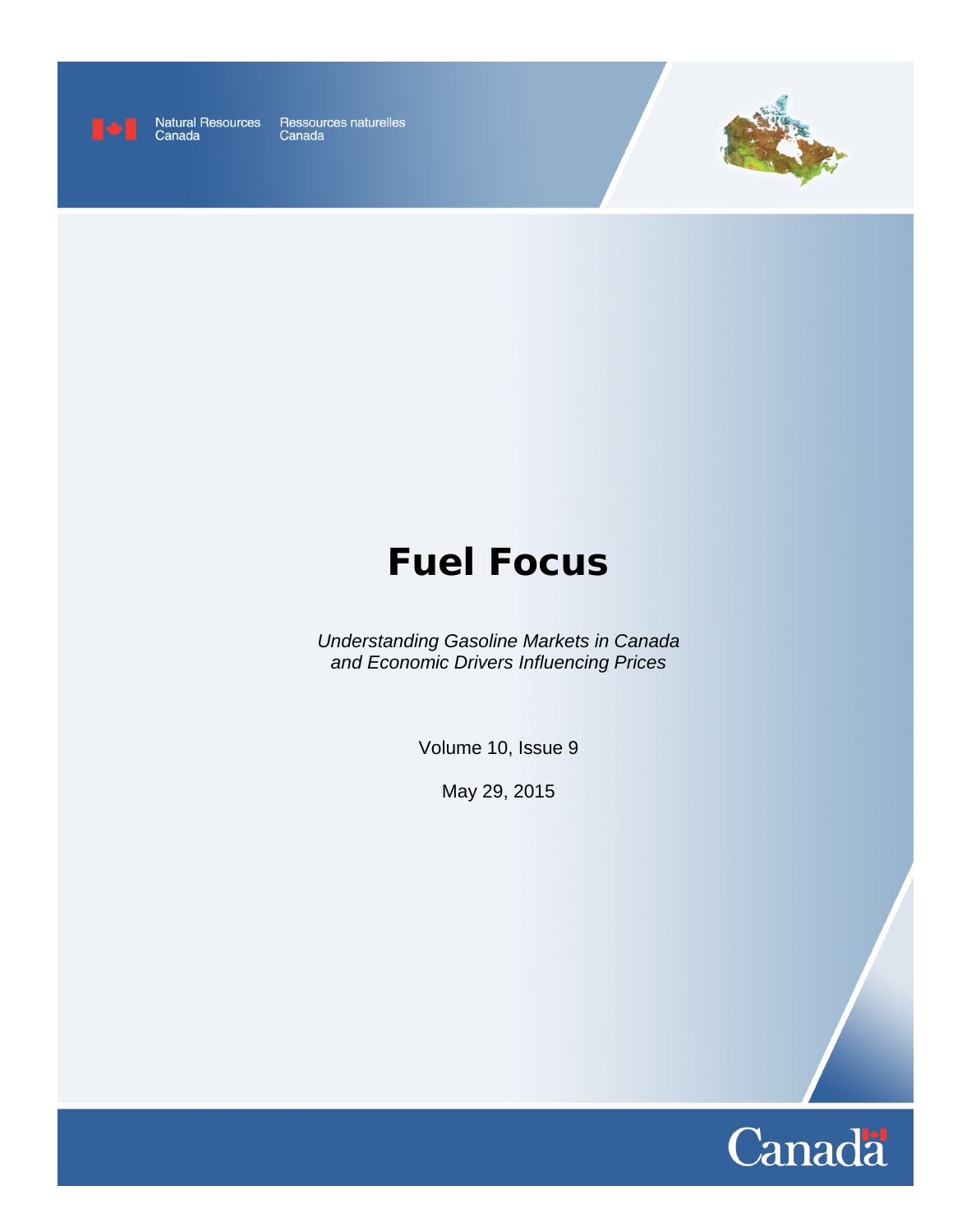Natural Resources Canada    Ressources naturelles Canada

# Fuel Focus

*Understanding Gasoline Markets in Canada and Economic Drivers Influencing Prices*

Volume 10, Issue 9

May 29, 2015

Canada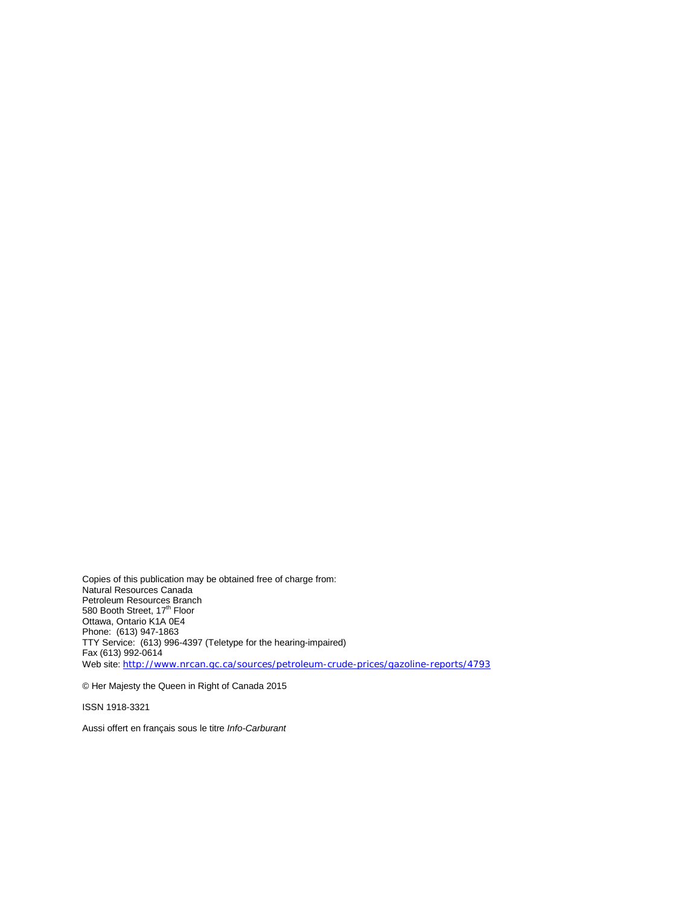Copies of this publication may be obtained free of charge from:
Natural Resources Canada
Petroleum Resources Branch
580 Booth Street, 17th Floor
Ottawa, Ontario K1A 0E4
Phone: (613) 947-1863
TTY Service: (613) 996-4397 (Teletype for the hearing-impaired)
Fax (613) 992-0614
Web site: http://www.nrcan.gc.ca/sources/petroleum-crude-prices/gazoline-reports/4793

© Her Majesty the Queen in Right of Canada 2015

ISSN 1918-3321

Aussi offert en français sous le titre *Info-Carburant*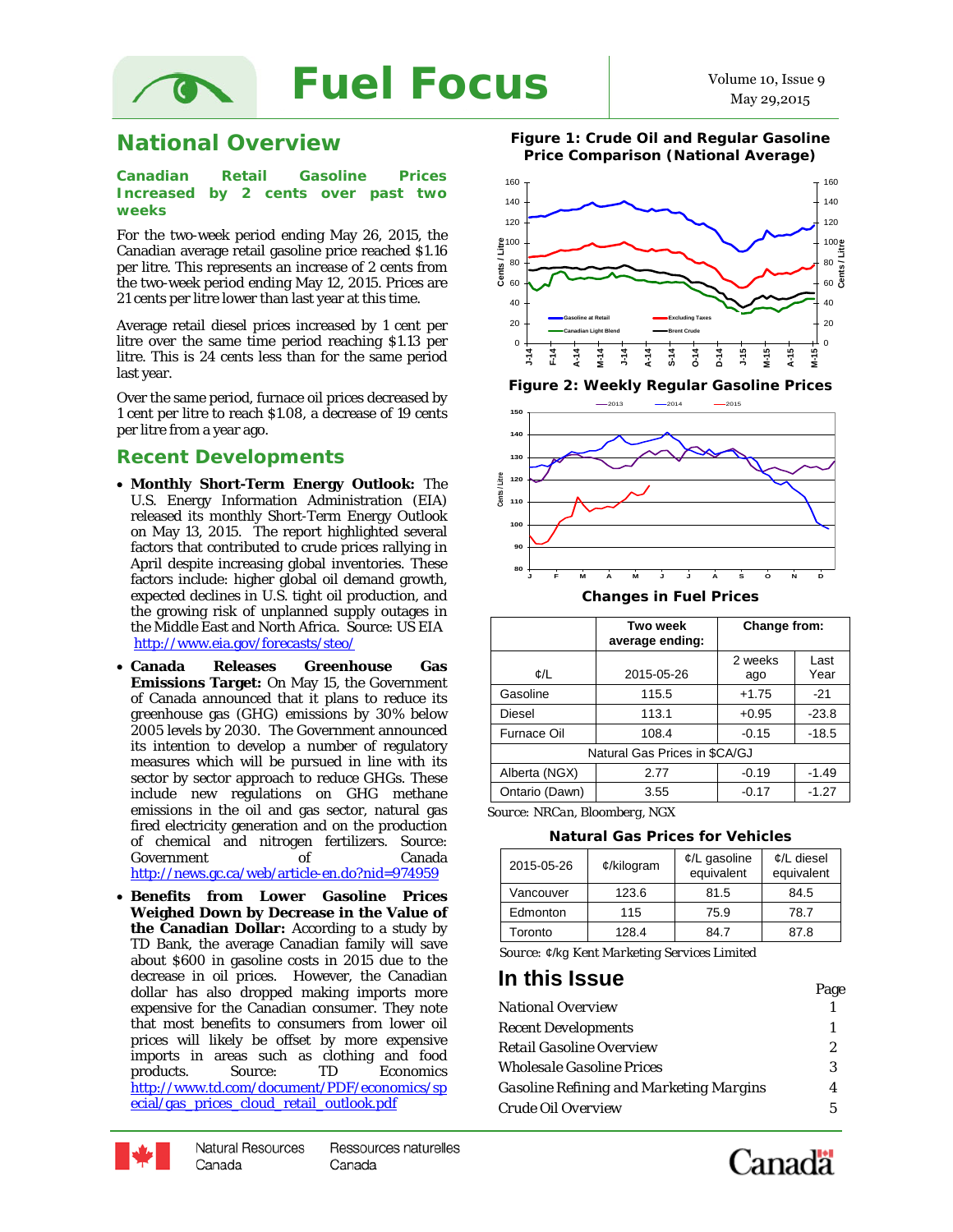# Fuel Focus

Volume 10, Issue 9
May 29,2015

## National Overview

### Canadian Retail Gasoline Prices Increased by 2 cents over past two weeks

For the two-week period ending May 26, 2015, the Canadian average retail gasoline price reached $1.16 per litre. This represents an increase of 2 cents from the two-week period ending May 12, 2015. Prices are 21 cents per litre lower than last year at this time.

Average retail diesel prices increased by 1 cent per litre over the same time period reaching $1.13 per litre. This is 24 cents less than for the same period last year.

Over the same period, furnace oil prices decreased by 1 cent per litre to reach $1.08, a decrease of 19 cents per litre from a year ago.

## Recent Developments

- **Monthly Short-Term Energy Outlook:** The U.S. Energy Information Administration (EIA) released its monthly Short-Term Energy Outlook on May 13, 2015. The report highlighted several factors that contributed to crude prices rallying in April despite increasing global inventories. These factors include: higher global oil demand growth, expected declines in U.S. tight oil production, and the growing risk of unplanned supply outages in the Middle East and North Africa. Source: US EIA http://www.eia.gov/forecasts/steo/
- **Canada Releases Greenhouse Gas Emissions Target:** On May 15, the Government of Canada announced that it plans to reduce its greenhouse gas (GHG) emissions by 30% below 2005 levels by 2030. The Government announced its intention to develop a number of regulatory measures which will be pursued in line with its sector by sector approach to reduce GHGs. These include new regulations on GHG methane emissions in the oil and gas sector, natural gas fired electricity generation and on the production of chemical and nitrogen fertilizers. Source: Government of Canada http://news.gc.ca/web/article-en.do?nid=974959
- **Benefits from Lower Gasoline Prices Weighed Down by Decrease in the Value of the Canadian Dollar:** According to a study by TD Bank, the average Canadian family will save about $600 in gasoline costs in 2015 due to the decrease in oil prices. However, the Canadian dollar has also dropped making imports more expensive for the Canadian consumer. They note that most benefits to consumers from lower oil prices will likely be offset by more expensive imports in areas such as clothing and food products. Source: TD Economics http://www.td.com/document/PDF/economics/special/gas_prices_cloud_retail_outlook.pdf

**Figure 1: Crude Oil and Regular Gasoline Price Comparison (National Average)**

**Figure 2: Weekly Regular Gasoline Prices**

### Changes in Fuel Prices

| ¢/L | Two week average ending: 2015-05-26 | Change from: 2 weeks ago | Last Year |
|---|---|---|---|
| Gasoline | 115.5 | +1.75 | -21 |
| Diesel | 113.1 | +0.95 | -23.8 |
| Furnace Oil | 108.4 | -0.15 | -18.5 |
| Natural Gas Prices in $CA/GJ | | | |
| Alberta (NGX) | 2.77 | -0.19 | -1.49 |
| Ontario (Dawn) | 3.55 | -0.17 | -1.27 |

Source: NRCan, Bloomberg, NGX

### Natural Gas Prices for Vehicles

| 2015-05-26 | ¢/kilogram | ¢/L gasoline equivalent | ¢/L diesel equivalent |
|---|---|---|---|
| Vancouver | 123.6 | 81.5 | 84.5 |
| Edmonton | 115 | 75.9 | 78.7 |
| Toronto | 128.4 | 84.7 | 87.8 |

Source: ¢/kg Kent Marketing Services Limited

## In this Issue

| | Page |
|---|---|
| National Overview | 1 |
| Recent Developments | 1 |
| Retail Gasoline Overview | 2 |
| Wholesale Gasoline Prices | 3 |
| Gasoline Refining and Marketing Margins | 4 |
| Crude Oil Overview | 5 |

Natural Resources Canada / Ressources naturelles Canada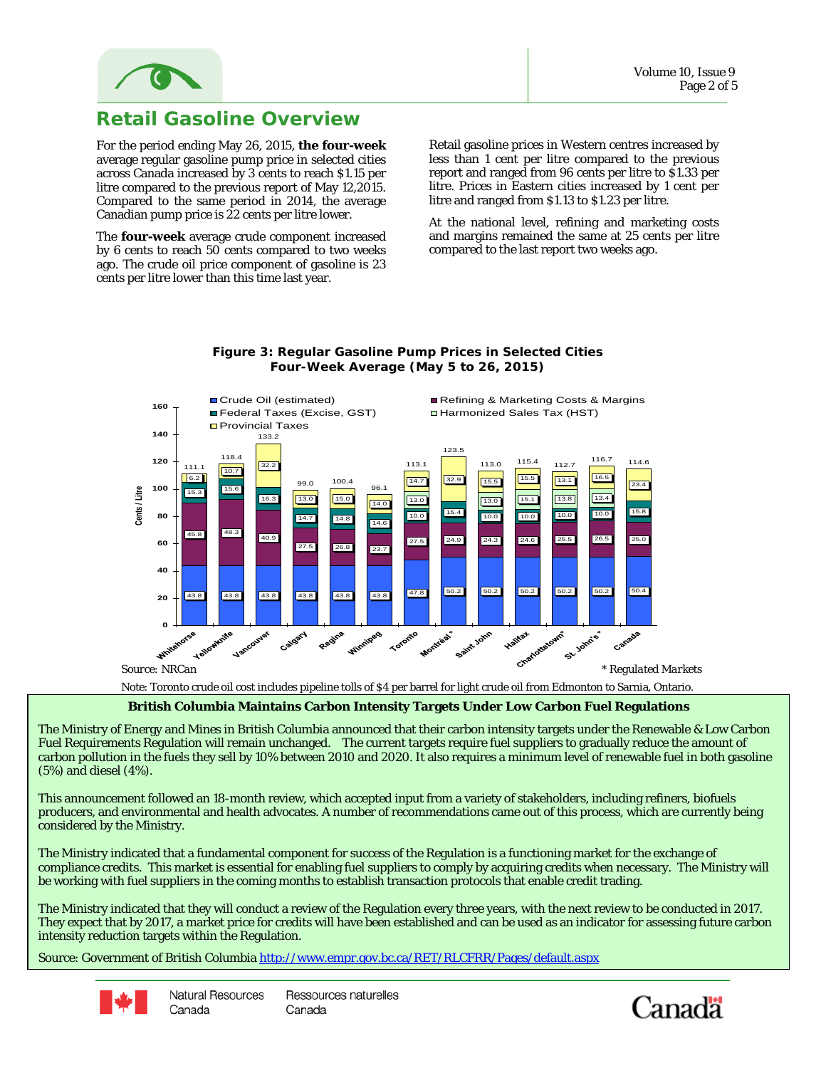## Retail Gasoline Overview

For the period ending May 26, 2015, **the four-week** average regular gasoline pump price in selected cities across Canada increased by 3 cents to reach $1.15 per litre compared to the previous report of May 12,2015. Compared to the same period in 2014, the average Canadian pump price is 22 cents per litre lower.

The **four-week** average crude component increased by 6 cents to reach 50 cents compared to two weeks ago. The crude oil price component of gasoline is 23 cents per litre lower than this time last year.

Retail gasoline prices in Western centres increased by less than 1 cent per litre compared to the previous report and ranged from 96 cents per litre to $1.33 per litre. Prices in Eastern cities increased by 1 cent per litre and ranged from $1.13 to $1.23 per litre.

At the national level, refining and marketing costs and margins remained the same at 25 cents per litre compared to the last report two weeks ago.

**Figure 3: Regular Gasoline Pump Prices in Selected Cities Four-Week Average (May 5 to 26, 2015)**

| City | Crude Oil (estimated) | Refining & Marketing Costs & Margins | Federal Taxes (Excise, GST) | Harmonized Sales Tax (HST) | Provincial Taxes | Total (Cents / Litre) |
|---|---|---|---|---|---|---|
| Whitehorse | 43.8 | 45.8 | 15.3 | | 6.2 | 111.1 |
| Yellowknife | 43.8 | 48.3 | 15.6 | | 10.7 | 118.4 |
| Vancouver | 43.8 | 40.9 | 16.3 | | 32.2 | 133.2 |
| Calgary | 43.8 | 27.5 | 14.7 | | 13.0 | 99.0 |
| Regina | 43.8 | 26.8 | 14.8 | | 15.0 | 100.4 |
| Winnipeg | 43.8 | 23.7 | 14.6 | | 14.0 | 96.1 |
| Toronto | 47.8 | 27.5 | 10.0 | 13.0 | 14.7 | 113.1 |
| Montréal* | 50.2 | 24.9 | 15.4 | | 32.9 | 123.5 |
| Saint John | 50.2 | 24.3 | 10.0 | 13.0 | 15.5 | 113.0 |
| Halifax | 50.2 | 24.6 | 10.0 | 15.1 | 15.5 | 115.4 |
| Charlottetown* | 50.2 | 25.5 | 10.0 | 13.8 | 13.1 | 112.7 |
| St. John's* | 50.2 | 26.5 | 10.0 | 13.4 | 16.5 | 116.7 |
| Canada | 50.4 | 25.0 | 15.8 | | 23.4 | 114.6 |

Source: NRCan

\* Regulated Markets

Note: Toronto crude oil cost includes pipeline tolls of $4 per barrel for light crude oil from Edmonton to Sarnia, Ontario.

### British Columbia Maintains Carbon Intensity Targets Under Low Carbon Fuel Regulations

The Ministry of Energy and Mines in British Columbia announced that their carbon intensity targets under the Renewable & Low Carbon Fuel Requirements Regulation will remain unchanged. The current targets require fuel suppliers to gradually reduce the amount of carbon pollution in the fuels they sell by 10% between 2010 and 2020. It also requires a minimum level of renewable fuel in both gasoline (5%) and diesel (4%).

This announcement followed an 18-month review, which accepted input from a variety of stakeholders, including refiners, biofuels producers, and environmental and health advocates. A number of recommendations came out of this process, which are currently being considered by the Ministry.

The Ministry indicated that a fundamental component for success of the Regulation is a functioning market for the exchange of compliance credits. This market is essential for enabling fuel suppliers to comply by acquiring credits when necessary. The Ministry will be working with fuel suppliers in the coming months to establish transaction protocols that enable credit trading.

The Ministry indicated that they will conduct a review of the Regulation every three years, with the next review to be conducted in 2017. They expect that by 2017, a market price for credits will have been established and can be used as an indicator for assessing future carbon intensity reduction targets within the Regulation.

Source: Government of British Columbia http://www.empr.gov.bc.ca/RET/RLCFRR/Pages/default.aspx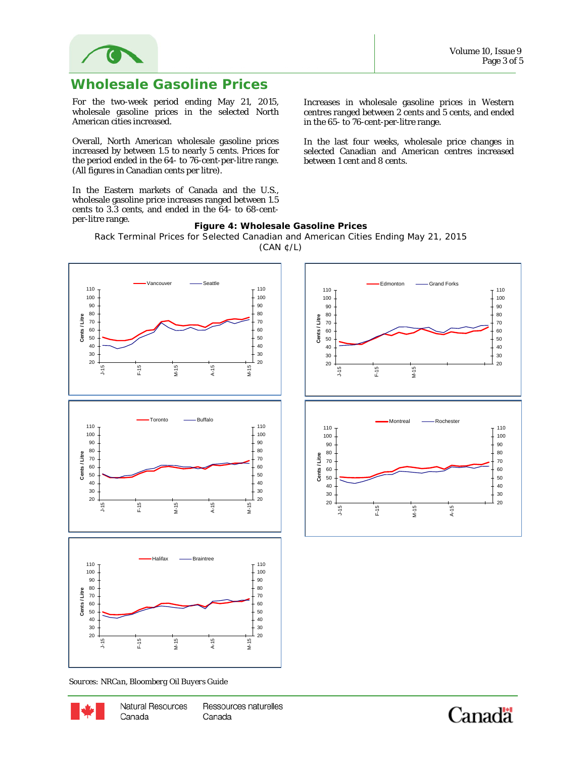# Wholesale Gasoline Prices

For the two-week period ending May 21, 2015, wholesale gasoline prices in the selected North American cities increased.

Overall, North American wholesale gasoline prices increased by between 1.5 to nearly 5 cents. Prices for the period ended in the 64- to 76-cent-per-litre range. (All figures in Canadian cents per litre).

In the Eastern markets of Canada and the U.S., wholesale gasoline price increases ranged between 1.5 cents to 3.3 cents, and ended in the 64- to 68-cent-per-litre range.

Increases in wholesale gasoline prices in Western centres ranged between 2 cents and 5 cents, and ended in the 65- to 76-cent-per-litre range.

In the last four weeks, wholesale price changes in selected Canadian and American centres increased between 1 cent and 8 cents.

**Figure 4: Wholesale Gasoline Prices**

Rack Terminal Prices for Selected Canadian and American Cities Ending May 21, 2015
(CAN ¢/L)

Sources: NRCan, Bloomberg Oil Buyers Guide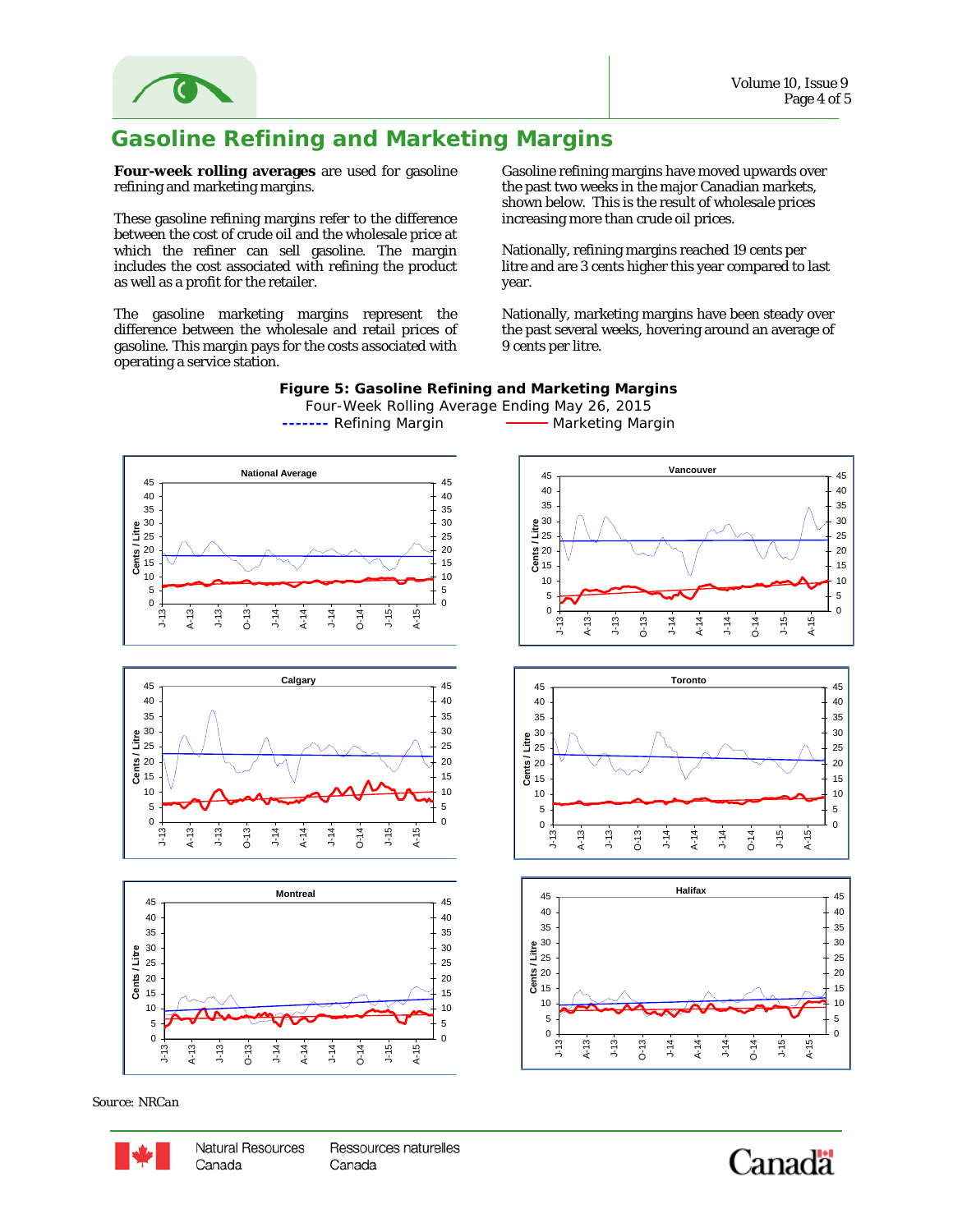# Gasoline Refining and Marketing Margins

**Four-week rolling averages** are used for gasoline refining and marketing margins.

These gasoline refining margins refer to the difference between the cost of crude oil and the wholesale price at which the refiner can sell gasoline. The margin includes the cost associated with refining the product as well as a profit for the retailer.

The gasoline marketing margins represent the difference between the wholesale and retail prices of gasoline. This margin pays for the costs associated with operating a service station.

Gasoline refining margins have moved upwards over the past two weeks in the major Canadian markets, shown below. This is the result of wholesale prices increasing more than crude oil prices.

Nationally, refining margins reached 19 cents per litre and are 3 cents higher this year compared to last year.

Nationally, marketing margins have been steady over the past several weeks, hovering around an average of 9 cents per litre.

**Figure 5: Gasoline Refining and Marketing Margins**

Four-Week Rolling Average Ending May 26, 2015

------- Refining Margin ——— Marketing Margin

Source: NRCan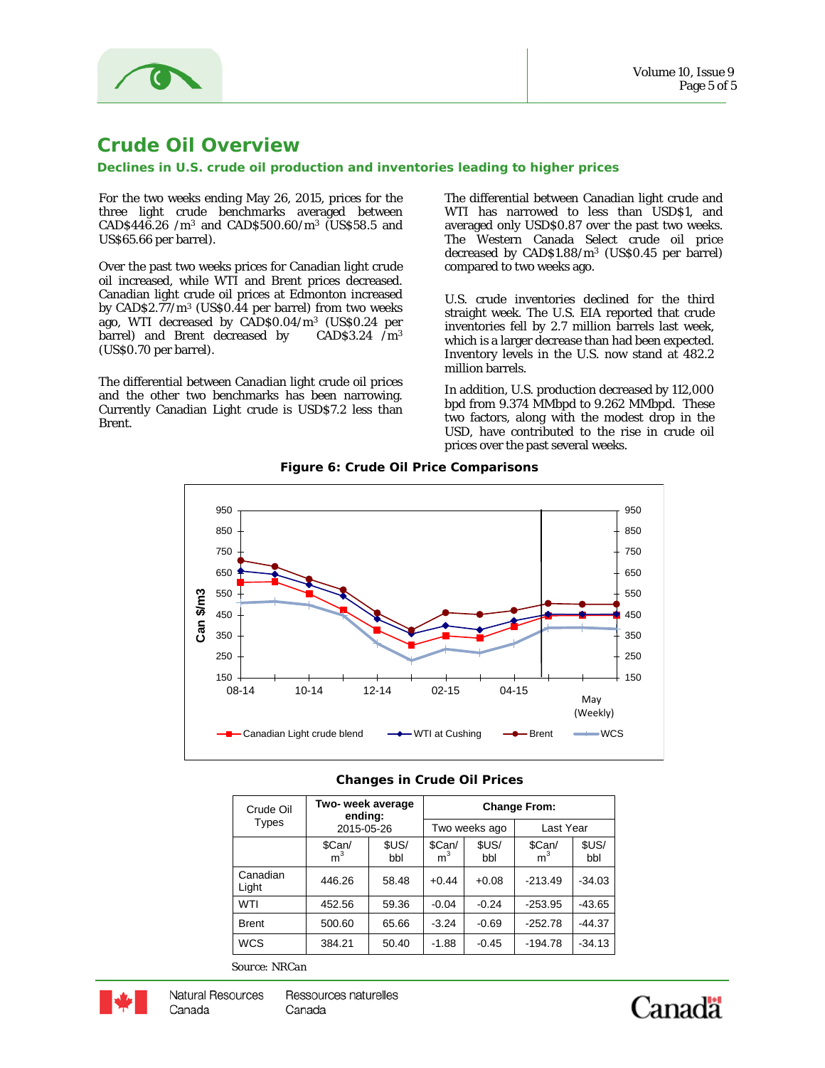# Crude Oil Overview

### Declines in U.S. crude oil production and inventories leading to higher prices

For the two weeks ending May 26, 2015, prices for the three light crude benchmarks averaged between CAD$446.26 /$m^3$ and CAD$500.60/$m^3$ (US$58.5 and US$65.66 per barrel).

Over the past two weeks prices for Canadian light crude oil increased, while WTI and Brent prices decreased. Canadian light crude oil prices at Edmonton increased by CAD$2.77/$m^3$ (US$0.44 per barrel) from two weeks ago, WTI decreased by CAD$0.04/$m^3$ (US$0.24 per barrel) and Brent decreased by CAD$3.24 /$m^3$ (US$0.70 per barrel).

The differential between Canadian light crude oil prices and the other two benchmarks has been narrowing. Currently Canadian Light crude is USD$7.2 less than Brent.

The differential between Canadian light crude and WTI has narrowed to less than USD$1, and averaged only USD$0.87 over the past two weeks. The Western Canada Select crude oil price decreased by CAD$1.88/$m^3$ (US$0.45 per barrel) compared to two weeks ago.

U.S. crude inventories declined for the third straight week. The U.S. EIA reported that crude inventories fell by 2.7 million barrels last week, which is a larger decrease than had been expected. Inventory levels in the U.S. now stand at 482.2 million barrels.

In addition, U.S. production decreased by 112,000 bpd from 9.374 MMbpd to 9.262 MMbpd. These two factors, along with the modest drop in the USD, have contributed to the rise in crude oil prices over the past several weeks.

**Figure 6: Crude Oil Price Comparisons**

Can $/m3

950
850
750
650
550
450
350
250
150

08-14
10-14
12-14
02-15
04-15
May (Weekly)

Canadian Light crude blend
WTI at Cushing
Brent
WCS

**Changes in Crude Oil Prices**

| Crude Oil Types | Two- week average ending: 2015-05-26 | | Change From: | | | |
|---|---|---|---|---|---|---|
| | | | Two weeks ago | | Last Year | |
| | $Can/ $m^3$ | $US/ bbl | $Can/ $m^3$ | $US/ bbl | $Can/ $m^3$ | $US/ bbl |
| Canadian Light | 446.26 | 58.48 | +0.44 | +0.08 | -213.49 | -34.03 |
| WTI | 452.56 | 59.36 | -0.04 | -0.24 | -253.95 | -43.65 |
| Brent | 500.60 | 65.66 | -3.24 | -0.69 | -252.78 | -44.37 |
| WCS | 384.21 | 50.40 | -1.88 | -0.45 | -194.78 | -34.13 |

Source: NRCan